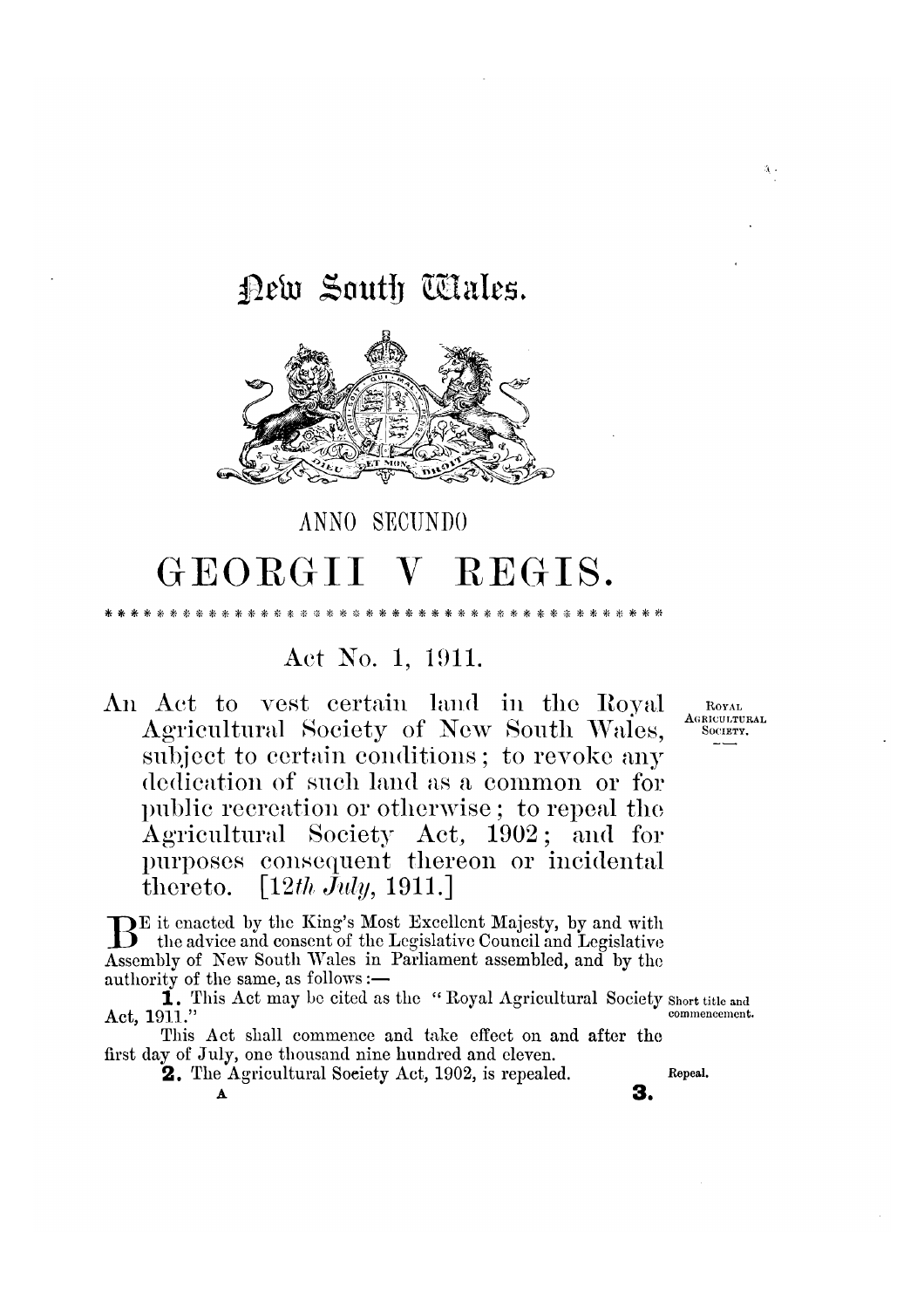# New South Wales.

ANNO SECUNDO

# GEORGII V REGIS.

## Act No. 1, 1911.

An Act to vest certain land in the Royal Agricultural Society of New South Wales, subject to certain conditions; to revoke any dedication of such land as a common or for public recreation or otherwise; to repeal the Agricultural Society Act, 1902; and for purposes consequent thereon or incidental thereto. [*12th July*, 1911.]

ROYAL AGRICULTURAL SOCIETY.

BE it enacted by the King's Most Excellent Majesty, by and with the advice and consent of the Legislative Council and Legislative Assembly of New South Wales in Parliament assembled, and by the authority of the same, as follows:—

**1.** This Act may be cited as the "Royal Agricultural Society Act, 1911."

Short title and commencement.

This Act shall commence and take effect on and after the first day of July, one thousand nine hundred and eleven.

**2.** The Agricultural Society Act, 1902, is repealed.

Repeal.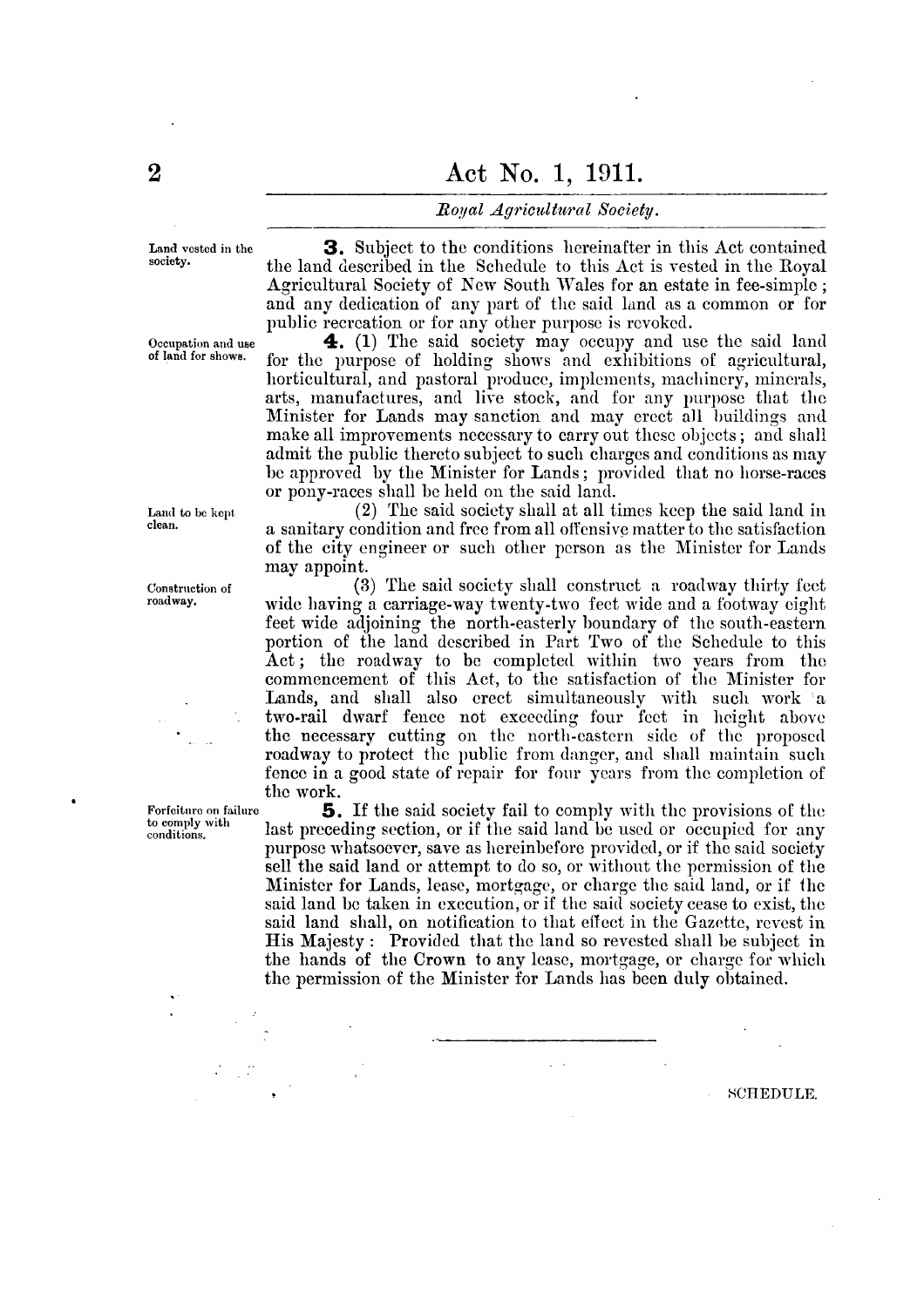**Land vested in the society.**

**3.** Subject to the conditions hereinafter in this Act contained the land described in the Schedule to this Act is vested in the Royal Agricultural Society of New South Wales for an estate in fee-simple; and any dedication of any part of the said land as a common or for public recreation or for any other purpose is revoked.

**Occupation and use of land for shows.**

**4.** (1) The said society may occupy and use the said land for the purpose of holding shows and exhibitions of agricultural, horticultural, and pastoral produce, implements, machinery, minerals, arts, manufactures, and live stock, and for any purpose that the Minister for Lands may sanction and may erect all buildings and make all improvements necessary to carry out these objects; and shall admit the public thereto subject to such charges and conditions as may be approved by the Minister for Lands; provided that no horse-races or pony-races shall be held on the said land.

**Land to be kept clean.**

(2) The said society shall at all times keep the said land in a sanitary condition and free from all offensive matter to the satisfaction of the city engineer or such other person as the Minister for Lands may appoint.

**Construction of roadway.**

(3) The said society shall construct a roadway thirty feet wide having a carriage-way twenty-two feet wide and a footway eight feet wide adjoining the north-easterly boundary of the south-eastern portion of the land described in Part Two of the Schedule to this Act; the roadway to be completed within two years from the commencement of this Act, to the satisfaction of the Minister for Lands, and shall also erect simultaneously with such work a two-rail dwarf fence not exceeding four feet in height above the necessary cutting on the north-eastern side of the proposed roadway to protect the public from danger, and shall maintain such fence in a good state of repair for four years from the completion of the work.

**Forfeiture on failure to comply with conditions.**

**5.** If the said society fail to comply with the provisions of the last preceding section, or if the said land be used or occupied for any purpose whatsoever, save as hereinbefore provided, or if the said society sell the said land or attempt to do so, or without the permission of the Minister for Lands, lease, mortgage, or charge the said land, or if the said land be taken in execution, or if the said society cease to exist, the said land shall, on notification to that effect in the Gazette, revest in His Majesty: Provided that the land so revested shall be subject in the hands of the Crown to any lease, mortgage, or charge for which the permission of the Minister for Lands has been duly obtained.

---

SCHEDULE.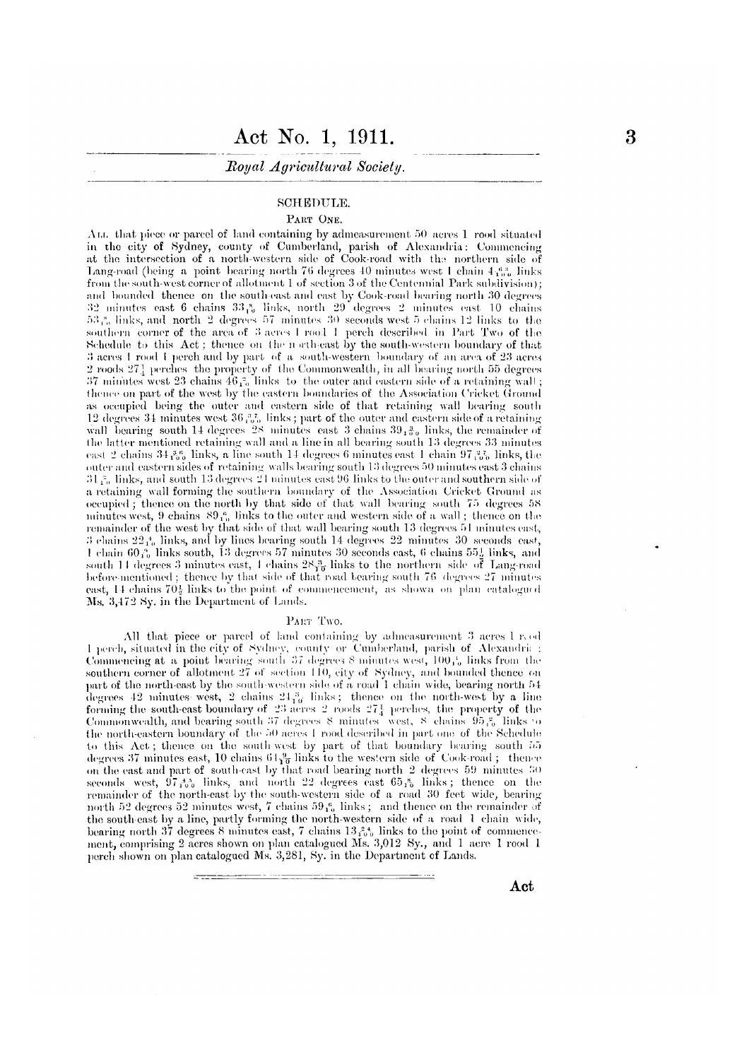# SCHEDULE.

## PART ONE.

ALL that piece or parcel of land containing by admeasurement 50 acres 1 rood situated in the city of Sydney, county of Cumberland, parish of Alexandria: Commencing at the intersection of a north-western side of Cook-road with the northern side of Lang-road (being a point bearing north 76 degrees 40 minutes west 1 chain $4\frac{63}{100}$ links from the south-west corner of allotment 1 of section 3 of the Centennial Park subdivision); and bounded thence on the south-east and east by Cook-road bearing north 30 degrees 32 minutes east 6 chains $33\frac{8}{10}$ links, north 29 degrees 2 minutes east 10 chains $53\frac{3}{10}$ links, and north 2 degrees 57 minutes 30 seconds west 5 chains 12 links to the southern corner of the area of 3 acres 1 rood 1 perch described in Part Two of the Schedule to this Act; thence on the north-east by the south-western boundary of that 3 acres 1 rood 1 perch and by part of a south-western boundary of an area of 23 acres 2 roods $27\frac{1}{4}$ perches the property of the Commonwealth, in all bearing north 55 degrees 37 minutes west 23 chains $46\frac{3}{10}$ links to the outer and eastern side of a retaining wall; thence on part of the west by the eastern boundaries of the Association Cricket Ground as occupied being the outer and eastern side of that retaining wall bearing south 12 degrees 34 minutes west $36\frac{75}{100}$ links; part of the outer and eastern side of a retaining wall bearing south 14 degrees 28 minutes east 3 chains $39\frac{3}{100}$ links, the remainder of the latter mentioned retaining wall and a line in all bearing south 13 degrees 33 minutes east 2 chains $34\frac{36}{100}$ links, a line south 14 degrees 6 minutes east 1 chain $97\frac{37}{100}$ links, the outer and eastern sides of retaining walls bearing south 13 degrees 50 minutes east 3 chains $31\frac{5}{10}$ links, and south 13 degrees 24 minutes east 96 links to the outer and southern side of a retaining wall forming the southern boundary of the Association Cricket Ground as occupied; thence on the north by that side of that wall bearing south 75 degrees 58 minutes west, 9 chains $89\frac{6}{10}$ links to the outer and western side of a wall; thence on the remainder of the west by that side of that wall bearing south 13 degrees 51 minutes east, 3 chains $22\frac{4}{10}$ links, and by lines bearing south 14 degrees 22 minutes 30 seconds east, 1 chain $60\frac{3}{10}$ links south, 13 degrees 57 minutes 30 seconds east, 6 chains $55\frac{1}{2}$ links, and south 14 degrees 3 minutes east, 4 chains $28\frac{3}{10}$ links to the northern side of Lang-road before-mentioned; thence by that side of that road bearing south 76 degrees 27 minutes east, 14 chains $70\frac{1}{2}$ links to the point of commencement, as shown on plan catalogued Ms. 3,472 Sy. in the Department of Lands.

## PART TWO.

All that piece or parcel of land containing by admeasurement 3 acres 1 rood 1 perch, situated in the city of Sydney, county of Cumberland, parish of Alexandria: Commencing at a point bearing south 37 degrees 8 minutes west, $100\frac{4}{10}$ links from the southern corner of allotment 27 of section 110, city of Sydney, and bounded thence on part of the north-east by the south-western side of a road 1 chain wide, bearing north 54 degrees 42 minutes west, 2 chains $24\frac{3}{10}$ links; thence on the north-west by a line forming the south-east boundary of 23 acres 2 roods $27\frac{1}{4}$ perches, the property of the Commonwealth, and bearing south 37 degrees 8 minutes west, 8 chains $95\frac{2}{10}$ links to the north-eastern boundary of the 50 acres 1 rood described in part one of the Schedule to this Act; thence on the south west by part of that boundary bearing south 55 degrees 37 minutes east, 10 chains $61\frac{9}{10}$ links to the western side of Cook-road; thence on the east and part of south-east by that road bearing north 2 degrees 59 minutes 30 seconds west, $97\frac{45}{100}$ links, and north 22 degrees east $65\frac{8}{10}$ links; thence on the remainder of the north-east by the south-western side of a road 30 feet wide, bearing north 52 degrees 52 minutes west, 7 chains $59\frac{6}{10}$ links; and thence on the remainder of the south-east by a line, partly forming the north-western side of a road 1 chain wide, bearing north 37 degrees 8 minutes east, 7 chains $13\frac{24}{100}$ links to the point of commencement, comprising 2 acres shown on plan catalogued Ms. 3,012 Sy., and 1 acre 1 rood 1 perch shown on plan catalogued Ms. 3,281, Sy. in the Department of Lands.